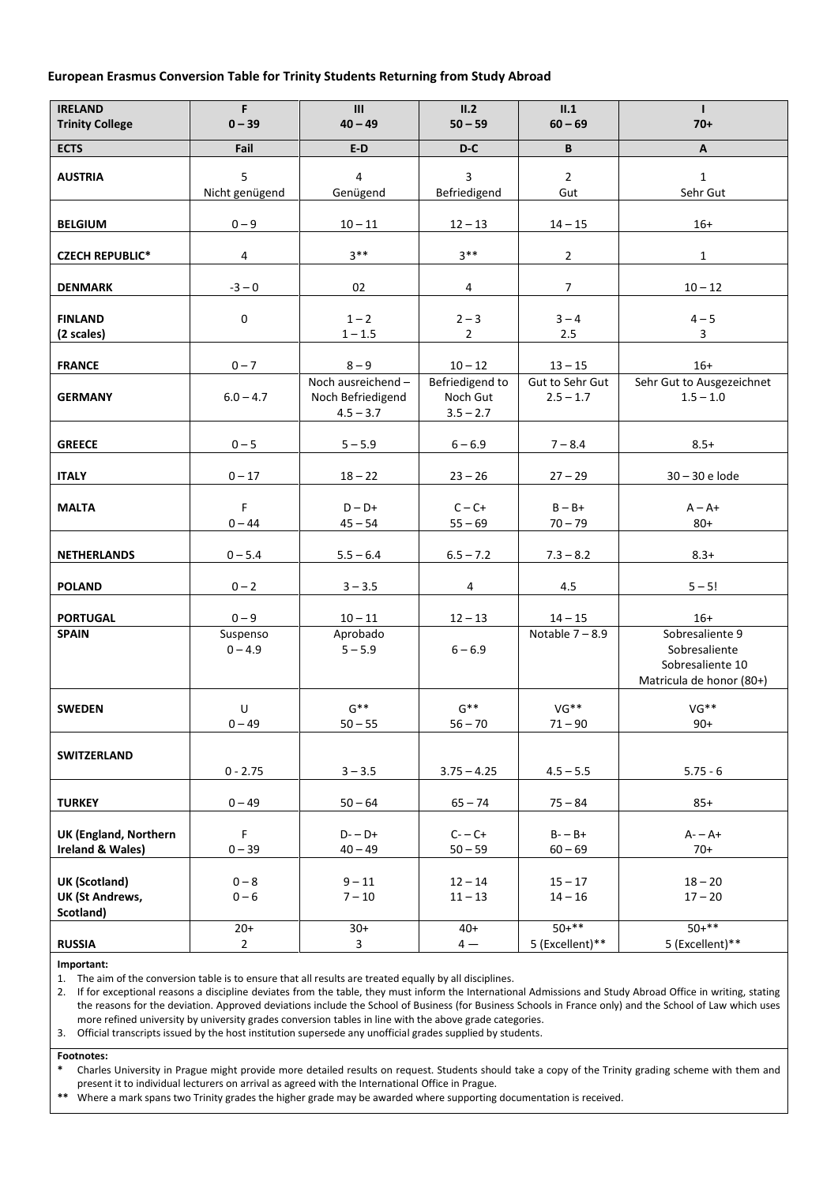**European Erasmus Conversion Table for Trinity Students Returning from Study Abroad**

| IRELAND<br>Trinity College | F<br>0 – 39 | III<br>40 – 49 | II.2<br>50 – 59 | II.1<br>60 – 69 | I<br>70+ |
|---|---|---|---|---|---|
| **ECTS** | **Fail** | **E-D** | **D-C** | **B** | **A** |
| **AUSTRIA** | 5<br>Nicht genügend | 4<br>Genügend | 3<br>Befriedigend | 2<br>Gut | 1<br>Sehr Gut |
| **BELGIUM** | 0 – 9 | 10 – 11 | 12 – 13 | 14 – 15 | 16+ |
| **CZECH REPUBLIC*** | 4 | 3** | 3** | 2 | 1 |
| **DENMARK** | -3 – 0 | 02 | 4 | 7 | 10 – 12 |
| **FINLAND<br>(2 scales)** | 0 | 1 – 2<br>1 – 1.5 | 2 – 3<br>2 | 3 – 4<br>2.5 | 4 – 5<br>3 |
| **FRANCE** | 0 – 7 | 8 – 9 | 10 – 12 | 13 – 15 | 16+ |
| **GERMANY** | 6.0 – 4.7 | Noch ausreichend – Noch Befriedigend<br>4.5 – 3.7 | Befriedigend to Noch Gut<br>3.5 – 2.7 | Gut to Sehr Gut<br>2.5 – 1.7 | Sehr Gut to Ausgezeichnet<br>1.5 – 1.0 |
| **GREECE** | 0 – 5 | 5 – 5.9 | 6 – 6.9 | 7 – 8.4 | 8.5+ |
| **ITALY** | 0 – 17 | 18 – 22 | 23 – 26 | 27 – 29 | 30 – 30 e lode |
| **MALTA** | F<br>0 – 44 | D – D+<br>45 – 54 | C – C+<br>55 – 69 | B – B+<br>70 – 79 | A – A+<br>80+ |
| **NETHERLANDS** | 0 – 5.4 | 5.5 – 6.4 | 6.5 – 7.2 | 7.3 – 8.2 | 8.3+ |
| **POLAND** | 0 – 2 | 3 – 3.5 | 4 | 4.5 | 5 – 5! |
| **PORTUGAL** | 0 – 9 | 10 – 11 | 12 – 13 | 14 – 15 | 16+ |
| **SPAIN** | Suspenso<br>0 – 4.9 | Aprobado<br>5 – 5.9 | 6 – 6.9 | Notable 7 – 8.9 | Sobresaliente 9<br>Sobresaliente<br>Sobresaliente 10<br>Matricula de honor (80+) |
| **SWEDEN** | U<br>0 – 49 | G**<br>50 – 55 | G**<br>56 – 70 | VG**<br>71 – 90 | VG**<br>90+ |
| **SWITZERLAND** | 0 - 2.75 | 3 – 3.5 | 3.75 – 4.25 | 4.5 – 5.5 | 5.75 - 6 |
| **TURKEY** | 0 – 49 | 50 – 64 | 65 – 74 | 75 – 84 | 85+ |
| **UK (England, Northern Ireland & Wales)** | F<br>0 – 39 | D- – D+<br>40 – 49 | C- – C+<br>50 – 59 | B- – B+<br>60 – 69 | A- – A+<br>70+ |
| **UK (Scotland)<br>UK (St Andrews, Scotland)** | 0 – 8<br>0 – 6 | 9 – 11<br>7 – 10 | 12 – 14<br>11 – 13 | 15 – 17<br>14 – 16 | 18 – 20<br>17 – 20 |
| **RUSSIA** | 20+<br>2 | 30+<br>3 | 40+<br>4 — | 50+**<br>5 (Excellent)** | 50+**<br>5 (Excellent)** |

**Important:**

1. The aim of the conversion table is to ensure that all results are treated equally by all disciplines.
2. If for exceptional reasons a discipline deviates from the table, they must inform the International Admissions and Study Abroad Office in writing, stating the reasons for the deviation. Approved deviations include the School of Business (for Business Schools in France only) and the School of Law which uses more refined university by university grades conversion tables in line with the above grade categories.
3. Official transcripts issued by the host institution supersede any unofficial grades supplied by students.

**Footnotes:**

**\*** Charles University in Prague might provide more detailed results on request. Students should take a copy of the Trinity grading scheme with them and present it to individual lecturers on arrival as agreed with the International Office in Prague.

**\*\*** Where a mark spans two Trinity grades the higher grade may be awarded where supporting documentation is received.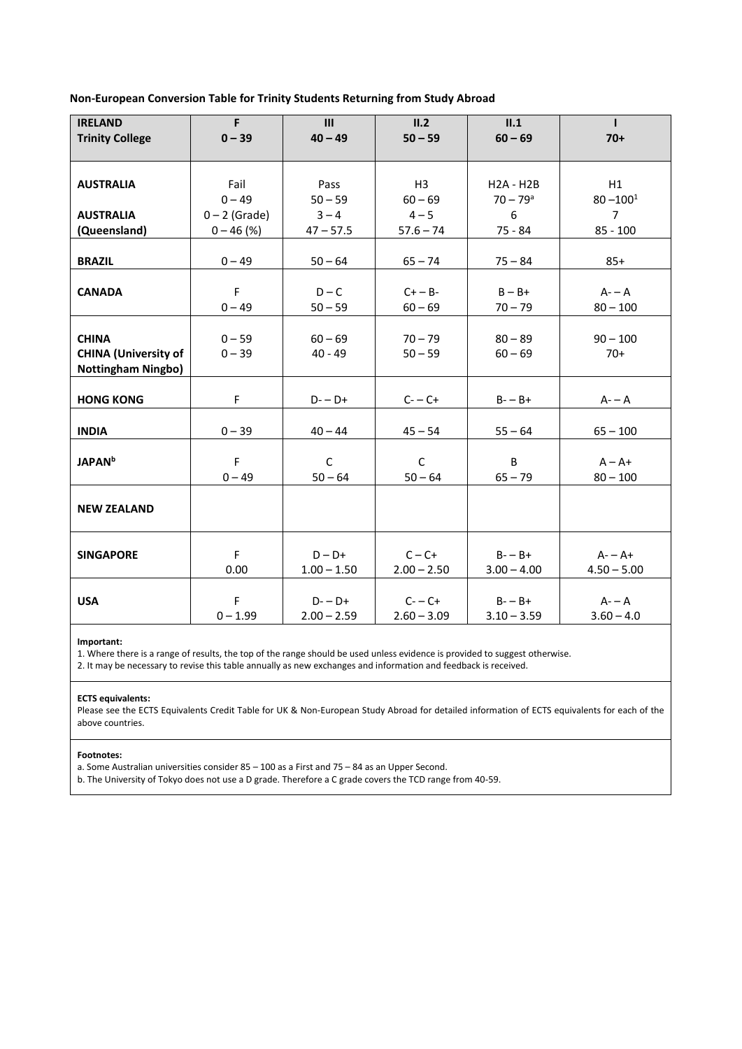**Non-European Conversion Table for Trinity Students Returning from Study Abroad**

| IRELAND Trinity College | F 0 – 39 | III 40 – 49 | II.2 50 – 59 | II.1 60 – 69 | I 70+ |
|---|---|---|---|---|---|
| AUSTRALIA | Fail 0 – 49 | Pass 50 – 59 | H3 60 – 69 | H2A - H2B 70 – 79[a] | H1 80 –100[1] |
| AUSTRALIA (Queensland) | 0 – 2 (Grade) 0 – 46 (%) | 3 – 4 47 – 57.5 | 4 – 5 57.6 – 74 | 6 75 - 84 | 7 85 - 100 |
| BRAZIL | 0 – 49 | 50 – 64 | 65 – 74 | 75 – 84 | 85+ |
| CANADA | F 0 – 49 | D – C 50 – 59 | C+ – B- 60 – 69 | B – B+ 70 – 79 | A- – A 80 – 100 |
| CHINA | 0 – 59 | 60 – 69 | 70 – 79 | 80 – 89 | 90 – 100 |
| CHINA (University of Nottingham Ningbo) | 0 – 39 | 40 - 49 | 50 – 59 | 60 – 69 | 70+ |
| HONG KONG | F | D- – D+ | C- – C+ | B- – B+ | A- – A |
| INDIA | 0 – 39 | 40 – 44 | 45 – 54 | 55 – 64 | 65 – 100 |
| JAPAN[b] | F 0 – 49 | C 50 – 64 | C 50 – 64 | B 65 – 79 | A – A+ 80 – 100 |
| NEW ZEALAND | | | | | |
| SINGAPORE | F 0.00 | D – D+ 1.00 – 1.50 | C – C+ 2.00 – 2.50 | B- – B+ 3.00 – 4.00 | A- – A+ 4.50 – 5.00 |
| USA | F 0 – 1.99 | D- – D+ 2.00 – 2.59 | C- – C+ 2.60 – 3.09 | B- – B+ 3.10 – 3.59 | A- – A 3.60 – 4.0 |

**Important:**
1. Where there is a range of results, the top of the range should be used unless evidence is provided to suggest otherwise.
2. It may be necessary to revise this table annually as new exchanges and information and feedback is received.

**ECTS equivalents:**
Please see the ECTS Equivalents Credit Table for UK & Non-European Study Abroad for detailed information of ECTS equivalents for each of the above countries.

**Footnotes:**
a. Some Australian universities consider 85 – 100 as a First and 75 – 84 as an Upper Second.
b. The University of Tokyo does not use a D grade. Therefore a C grade covers the TCD range from 40-59.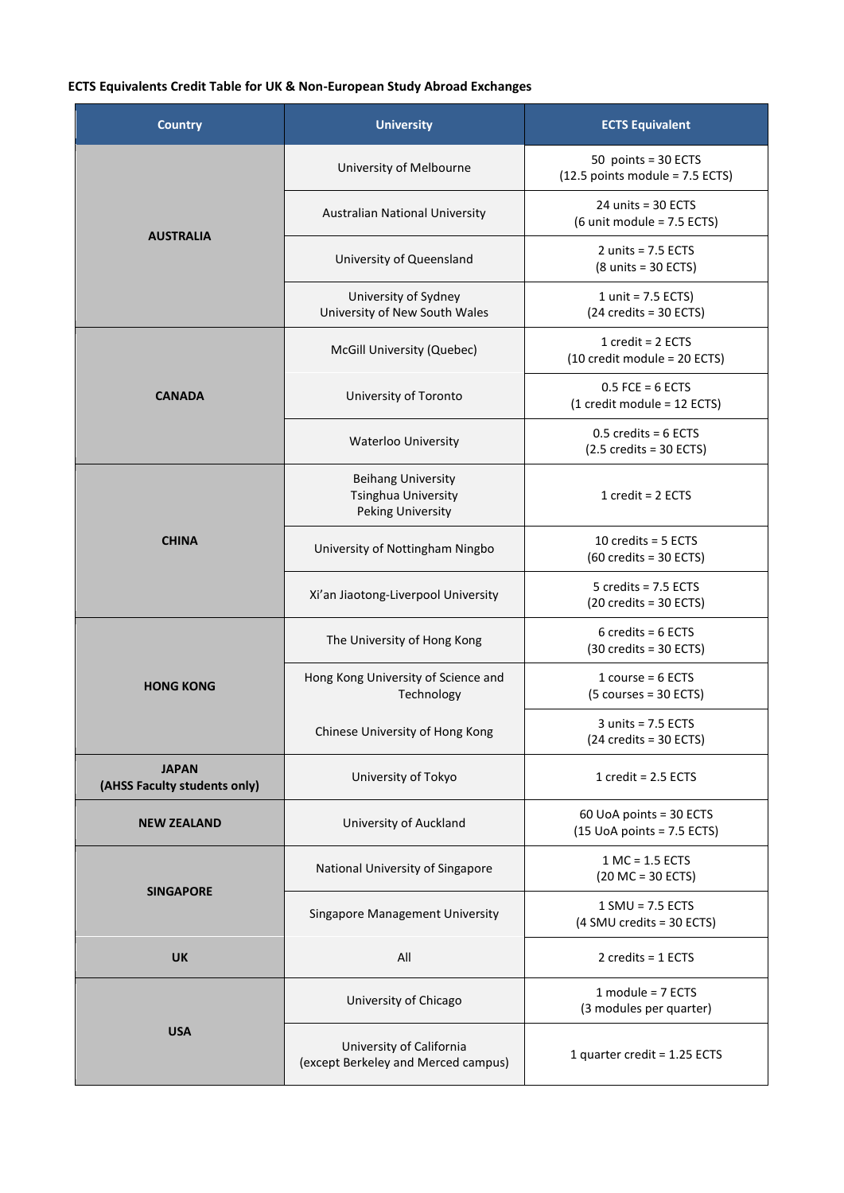**ECTS Equivalents Credit Table for UK & Non-European Study Abroad Exchanges**

| Country | University | ECTS Equivalent |
|---|---|---|
| **AUSTRALIA** | University of Melbourne | 50 points = 30 ECTS<br>(12.5 points module = 7.5 ECTS) |
| | Australian National University | 24 units = 30 ECTS<br>(6 unit module = 7.5 ECTS) |
| | University of Queensland | 2 units = 7.5 ECTS<br>(8 units = 30 ECTS) |
| | University of Sydney<br>University of New South Wales | 1 unit = 7.5 ECTS)<br>(24 credits = 30 ECTS) |
| **CANADA** | McGill University (Quebec) | 1 credit = 2 ECTS<br>(10 credit module = 20 ECTS) |
| | University of Toronto | 0.5 FCE = 6 ECTS<br>(1 credit module = 12 ECTS) |
| | Waterloo University | 0.5 credits = 6 ECTS<br>(2.5 credits = 30 ECTS) |
| **CHINA** | Beihang University<br>Tsinghua University<br>Peking University | 1 credit = 2 ECTS |
| | University of Nottingham Ningbo | 10 credits = 5 ECTS<br>(60 credits = 30 ECTS) |
| | Xi'an Jiaotong-Liverpool University | 5 credits = 7.5 ECTS<br>(20 credits = 30 ECTS) |
| **HONG KONG** | The University of Hong Kong | 6 credits = 6 ECTS<br>(30 credits = 30 ECTS) |
| | Hong Kong University of Science and Technology | 1 course = 6 ECTS<br>(5 courses = 30 ECTS) |
| | Chinese University of Hong Kong | 3 units = 7.5 ECTS<br>(24 credits = 30 ECTS) |
| **JAPAN**<br>**(AHSS Faculty students only)** | University of Tokyo | 1 credit = 2.5 ECTS |
| **NEW ZEALAND** | University of Auckland | 60 UoA points = 30 ECTS<br>(15 UoA points = 7.5 ECTS) |
| **SINGAPORE** | National University of Singapore | 1 MC = 1.5 ECTS<br>(20 MC = 30 ECTS) |
| | Singapore Management University | 1 SMU = 7.5 ECTS<br>(4 SMU credits = 30 ECTS) |
| **UK** | All | 2 credits = 1 ECTS |
| **USA** | University of Chicago | 1 module = 7 ECTS<br>(3 modules per quarter) |
| | University of California<br>(except Berkeley and Merced campus) | 1 quarter credit = 1.25 ECTS |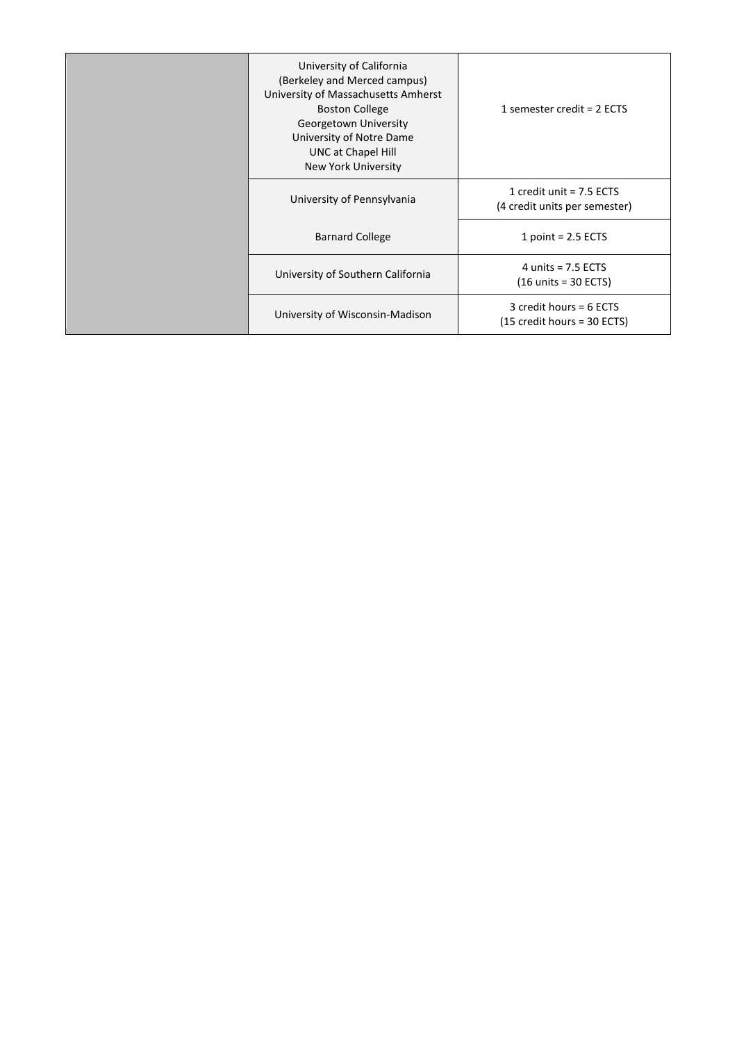| | | |
|---|---|---|
| | University of California (Berkeley and Merced campus) University of Massachusetts Amherst Boston College Georgetown University University of Notre Dame UNC at Chapel Hill New York University | 1 semester credit = 2 ECTS |
| | University of Pennsylvania | 1 credit unit = 7.5 ECTS (4 credit units per semester) |
| | Barnard College | 1 point = 2.5 ECTS |
| | University of Southern California | 4 units = 7.5 ECTS (16 units = 30 ECTS) |
| | University of Wisconsin-Madison | 3 credit hours = 6 ECTS (15 credit hours = 30 ECTS) |